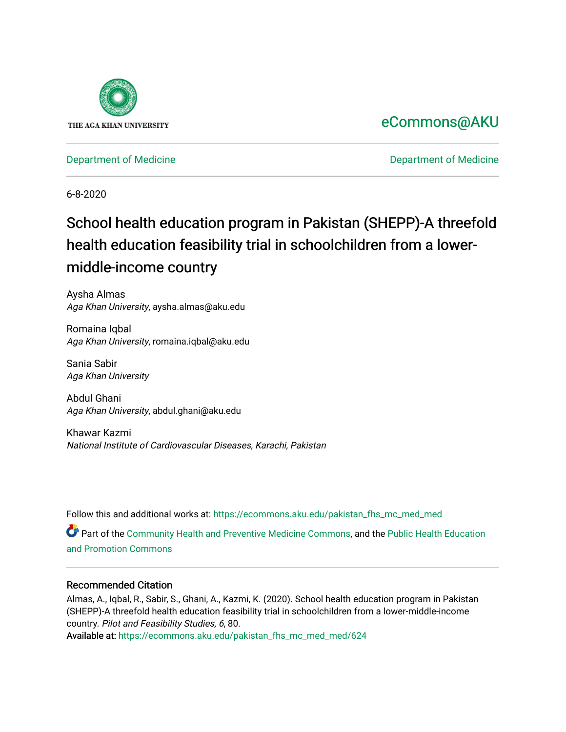THE AGA KHAN UNIVERSITY

eCommons@AKU

Department of Medicine | Department of Medicine

6-8-2020

# School health education program in Pakistan (SHEPP)-A threefold health education feasibility trial in schoolchildren from a lower-middle-income country

Aysha Almas
*Aga Khan University*, aysha.almas@aku.edu

Romaina Iqbal
*Aga Khan University*, romaina.iqbal@aku.edu

Sania Sabir
*Aga Khan University*

Abdul Ghani
*Aga Khan University*, abdul.ghani@aku.edu

Khawar Kazmi
*National Institute of Cardiovascular Diseases, Karachi, Pakistan*

Follow this and additional works at: https://ecommons.aku.edu/pakistan_fhs_mc_med_med

Part of the Community Health and Preventive Medicine Commons, and the Public Health Education and Promotion Commons

## Recommended Citation

Almas, A., Iqbal, R., Sabir, S., Ghani, A., Kazmi, K. (2020). School health education program in Pakistan (SHEPP)-A threefold health education feasibility trial in schoolchildren from a lower-middle-income country. *Pilot and Feasibility Studies, 6*, 80.

Available at: https://ecommons.aku.edu/pakistan_fhs_mc_med_med/624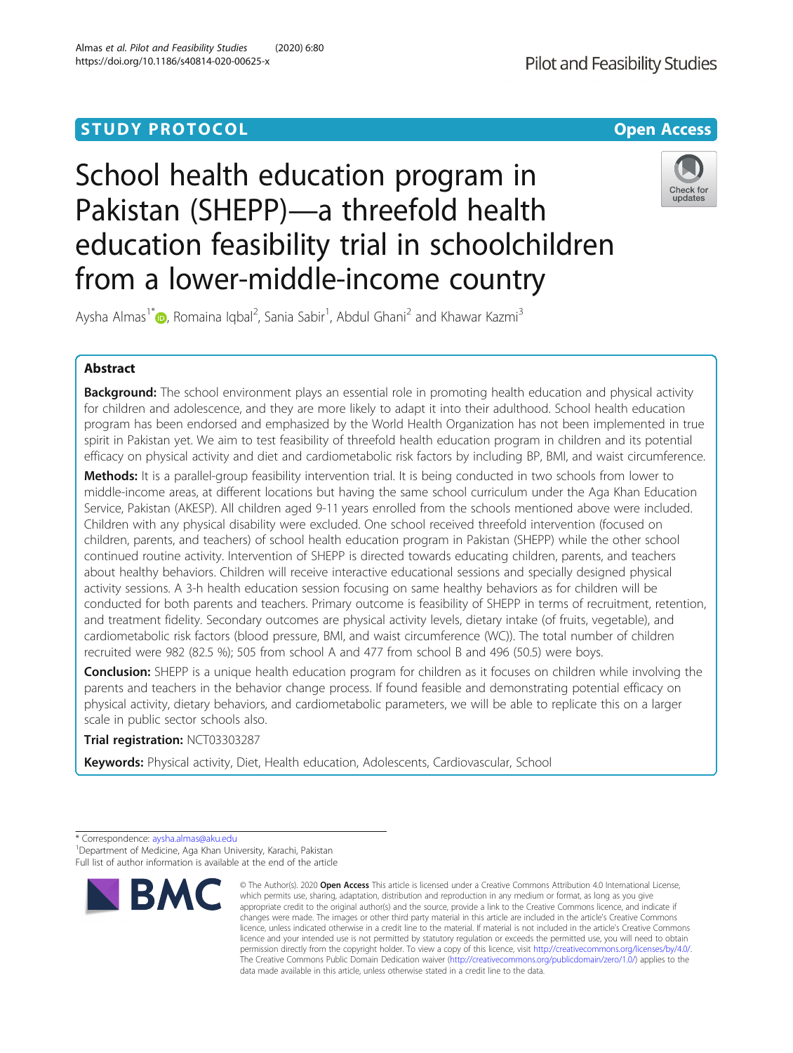# School health education program in Pakistan (SHEPP)—a threefold health education feasibility trial in schoolchildren from a lower-middle-income country

Aysha Almas[1*], Romaina Iqbal[2], Sania Sabir[1], Abdul Ghani[2] and Khawar Kazmi[3]

## Abstract

**Background:** The school environment plays an essential role in promoting health education and physical activity for children and adolescence, and they are more likely to adapt it into their adulthood. School health education program has been endorsed and emphasized by the World Health Organization has not been implemented in true spirit in Pakistan yet. We aim to test feasibility of threefold health education program in children and its potential efficacy on physical activity and diet and cardiometabolic risk factors by including BP, BMI, and waist circumference.

**Methods:** It is a parallel-group feasibility intervention trial. It is being conducted in two schools from lower to middle-income areas, at different locations but having the same school curriculum under the Aga Khan Education Service, Pakistan (AKESP). All children aged 9-11 years enrolled from the schools mentioned above were included. Children with any physical disability were excluded. One school received threefold intervention (focused on children, parents, and teachers) of school health education program in Pakistan (SHEPP) while the other school continued routine activity. Intervention of SHEPP is directed towards educating children, parents, and teachers about healthy behaviors. Children will receive interactive educational sessions and specially designed physical activity sessions. A 3-h health education session focusing on same healthy behaviors as for children will be conducted for both parents and teachers. Primary outcome is feasibility of SHEPP in terms of recruitment, retention, and treatment fidelity. Secondary outcomes are physical activity levels, dietary intake (of fruits, vegetable), and cardiometabolic risk factors (blood pressure, BMI, and waist circumference (WC)). The total number of children recruited were 982 (82.5 %); 505 from school A and 477 from school B and 496 (50.5) were boys.

**Conclusion:** SHEPP is a unique health education program for children as it focuses on children while involving the parents and teachers in the behavior change process. If found feasible and demonstrating potential efficacy on physical activity, dietary behaviors, and cardiometabolic parameters, we will be able to replicate this on a larger scale in public sector schools also.

**Trial registration:** NCT03303287

**Keywords:** Physical activity, Diet, Health education, Adolescents, Cardiovascular, School

\* Correspondence: aysha.almas@aku.edu
[1]Department of Medicine, Aga Khan University, Karachi, Pakistan
Full list of author information is available at the end of the article

© The Author(s). 2020 **Open Access** This article is licensed under a Creative Commons Attribution 4.0 International License, which permits use, sharing, adaptation, distribution and reproduction in any medium or format, as long as you give appropriate credit to the original author(s) and the source, provide a link to the Creative Commons licence, and indicate if changes were made. The images or other third party material in this article are included in the article's Creative Commons licence, unless indicated otherwise in a credit line to the material. If material is not included in the article's Creative Commons licence and your intended use is not permitted by statutory regulation or exceeds the permitted use, you will need to obtain permission directly from the copyright holder. To view a copy of this licence, visit http://creativecommons.org/licenses/by/4.0/. The Creative Commons Public Domain Dedication waiver (http://creativecommons.org/publicdomain/zero/1.0/) applies to the data made available in this article, unless otherwise stated in a credit line to the data.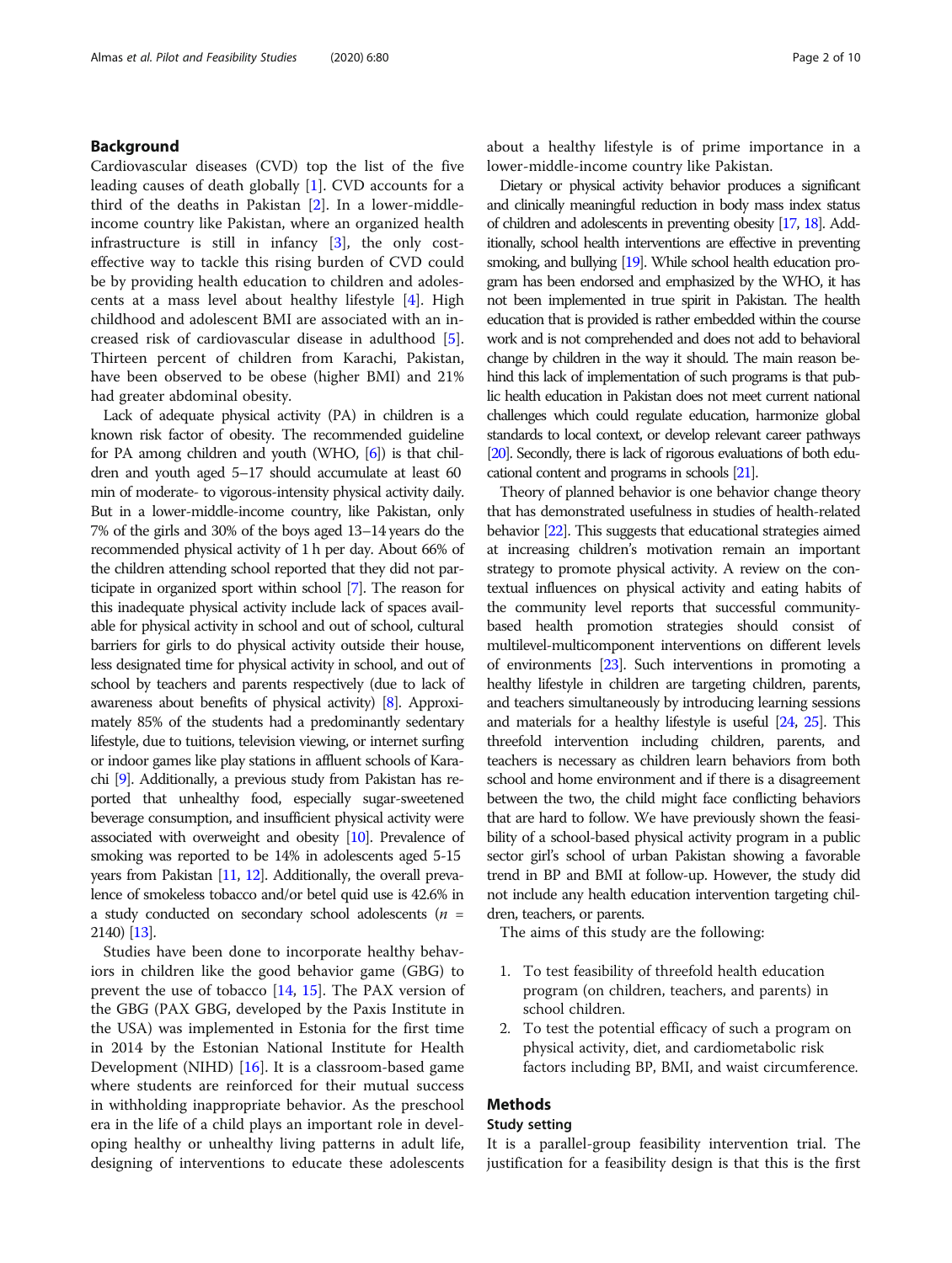## Background

Cardiovascular diseases (CVD) top the list of the five leading causes of death globally [1]. CVD accounts for a third of the deaths in Pakistan [2]. In a lower-middle-income country like Pakistan, where an organized health infrastructure is still in infancy [3], the only cost-effective way to tackle this rising burden of CVD could be by providing health education to children and adolescents at a mass level about healthy lifestyle [4]. High childhood and adolescent BMI are associated with an increased risk of cardiovascular disease in adulthood [5]. Thirteen percent of children from Karachi, Pakistan, have been observed to be obese (higher BMI) and 21% had greater abdominal obesity.

Lack of adequate physical activity (PA) in children is a known risk factor of obesity. The recommended guideline for PA among children and youth (WHO, [6]) is that children and youth aged 5–17 should accumulate at least 60 min of moderate- to vigorous-intensity physical activity daily. But in a lower-middle-income country, like Pakistan, only 7% of the girls and 30% of the boys aged 13–14 years do the recommended physical activity of 1 h per day. About 66% of the children attending school reported that they did not participate in organized sport within school [7]. The reason for this inadequate physical activity include lack of spaces available for physical activity in school and out of school, cultural barriers for girls to do physical activity outside their house, less designated time for physical activity in school, and out of school by teachers and parents respectively (due to lack of awareness about benefits of physical activity) [8]. Approximately 85% of the students had a predominantly sedentary lifestyle, due to tuitions, television viewing, or internet surfing or indoor games like play stations in affluent schools of Karachi [9]. Additionally, a previous study from Pakistan has reported that unhealthy food, especially sugar-sweetened beverage consumption, and insufficient physical activity were associated with overweight and obesity [10]. Prevalence of smoking was reported to be 14% in adolescents aged 5-15 years from Pakistan [11, 12]. Additionally, the overall prevalence of smokeless tobacco and/or betel quid use is 42.6% in a study conducted on secondary school adolescents ($n$ = 2140) [13].

Studies have been done to incorporate healthy behaviors in children like the good behavior game (GBG) to prevent the use of tobacco [14, 15]. The PAX version of the GBG (PAX GBG, developed by the Paxis Institute in the USA) was implemented in Estonia for the first time in 2014 by the Estonian National Institute for Health Development (NIHD) [16]. It is a classroom-based game where students are reinforced for their mutual success in withholding inappropriate behavior. As the preschool era in the life of a child plays an important role in developing healthy or unhealthy living patterns in adult life, designing of interventions to educate these adolescents about a healthy lifestyle is of prime importance in a lower-middle-income country like Pakistan.

Dietary or physical activity behavior produces a significant and clinically meaningful reduction in body mass index status of children and adolescents in preventing obesity [17, 18]. Additionally, school health interventions are effective in preventing smoking, and bullying [19]. While school health education program has been endorsed and emphasized by the WHO, it has not been implemented in true spirit in Pakistan. The health education that is provided is rather embedded within the course work and is not comprehended and does not add to behavioral change by children in the way it should. The main reason behind this lack of implementation of such programs is that public health education in Pakistan does not meet current national challenges which could regulate education, harmonize global standards to local context, or develop relevant career pathways [20]. Secondly, there is lack of rigorous evaluations of both educational content and programs in schools [21].

Theory of planned behavior is one behavior change theory that has demonstrated usefulness in studies of health-related behavior [22]. This suggests that educational strategies aimed at increasing children's motivation remain an important strategy to promote physical activity. A review on the contextual influences on physical activity and eating habits of the community level reports that successful community-based health promotion strategies should consist of multilevel-multicomponent interventions on different levels of environments [23]. Such interventions in promoting a healthy lifestyle in children are targeting children, parents, and teachers simultaneously by introducing learning sessions and materials for a healthy lifestyle is useful [24, 25]. This threefold intervention including children, parents, and teachers is necessary as children learn behaviors from both school and home environment and if there is a disagreement between the two, the child might face conflicting behaviors that are hard to follow. We have previously shown the feasibility of a school-based physical activity program in a public sector girl's school of urban Pakistan showing a favorable trend in BP and BMI at follow-up. However, the study did not include any health education intervention targeting children, teachers, or parents.

The aims of this study are the following:

1. To test feasibility of threefold health education program (on children, teachers, and parents) in school children.
2. To test the potential efficacy of such a program on physical activity, diet, and cardiometabolic risk factors including BP, BMI, and waist circumference.

## Methods

### Study setting

It is a parallel-group feasibility intervention trial. The justification for a feasibility design is that this is the first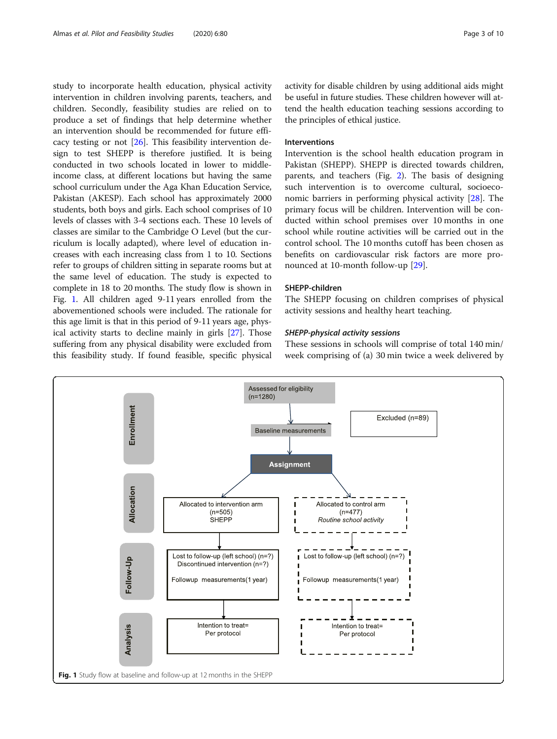study to incorporate health education, physical activity intervention in children involving parents, teachers, and children. Secondly, feasibility studies are relied on to produce a set of findings that help determine whether an intervention should be recommended for future efficacy testing or not [26]. This feasibility intervention design to test SHEPP is therefore justified. It is being conducted in two schools located in lower to middle-income class, at different locations but having the same school curriculum under the Aga Khan Education Service, Pakistan (AKESP). Each school has approximately 2000 students, both boys and girls. Each school comprises of 10 levels of classes with 3-4 sections each. These 10 levels of classes are similar to the Cambridge O Level (but the curriculum is locally adapted), where level of education increases with each increasing class from 1 to 10. Sections refer to groups of children sitting in separate rooms but at the same level of education. The study is expected to complete in 18 to 20 months. The study flow is shown in Fig. 1. All children aged 9-11 years enrolled from the abovementioned schools were included. The rationale for this age limit is that in this period of 9-11 years age, physical activity starts to decline mainly in girls [27]. Those suffering from any physical disability were excluded from this feasibility study. If found feasible, specific physical activity for disable children by using additional aids might be useful in future studies. These children however will attend the health education teaching sessions according to the principles of ethical justice.

## Interventions

Intervention is the school health education program in Pakistan (SHEPP). SHEPP is directed towards children, parents, and teachers (Fig. 2). The basis of designing such intervention is to overcome cultural, socioeconomic barriers in performing physical activity [28]. The primary focus will be children. Intervention will be conducted within school premises over 10 months in one school while routine activities will be carried out in the control school. The 10 months cutoff has been chosen as benefits on cardiovascular risk factors are more pronounced at 10-month follow-up [29].

## SHEPP-children

The SHEPP focusing on children comprises of physical activity sessions and healthy heart teaching.

### *SHEPP-physical activity sessions*

These sessions in schools will comprise of total 140 min/week comprising of (a) 30 min twice a week delivered by

Enrollment

Assessed for eligibility (n=1280)

Excluded (n=89)

Baseline measurements

Assignment

Allocation

Allocated to intervention arm (n=505) SHEPP

Allocated to control arm (n=477) *Routine school activity*

Follow-Up

Lost to follow-up (left school) (n=?)
Discontinued intervention (n=?)
Followup measurements(1 year)

Lost to follow-up (left school) (n=?)
Followup measurements(1 year)

Analysis

Intention to treat= Per protocol

Intention to treat= Per protocol

**Fig. 1** Study flow at baseline and follow-up at 12 months in the SHEPP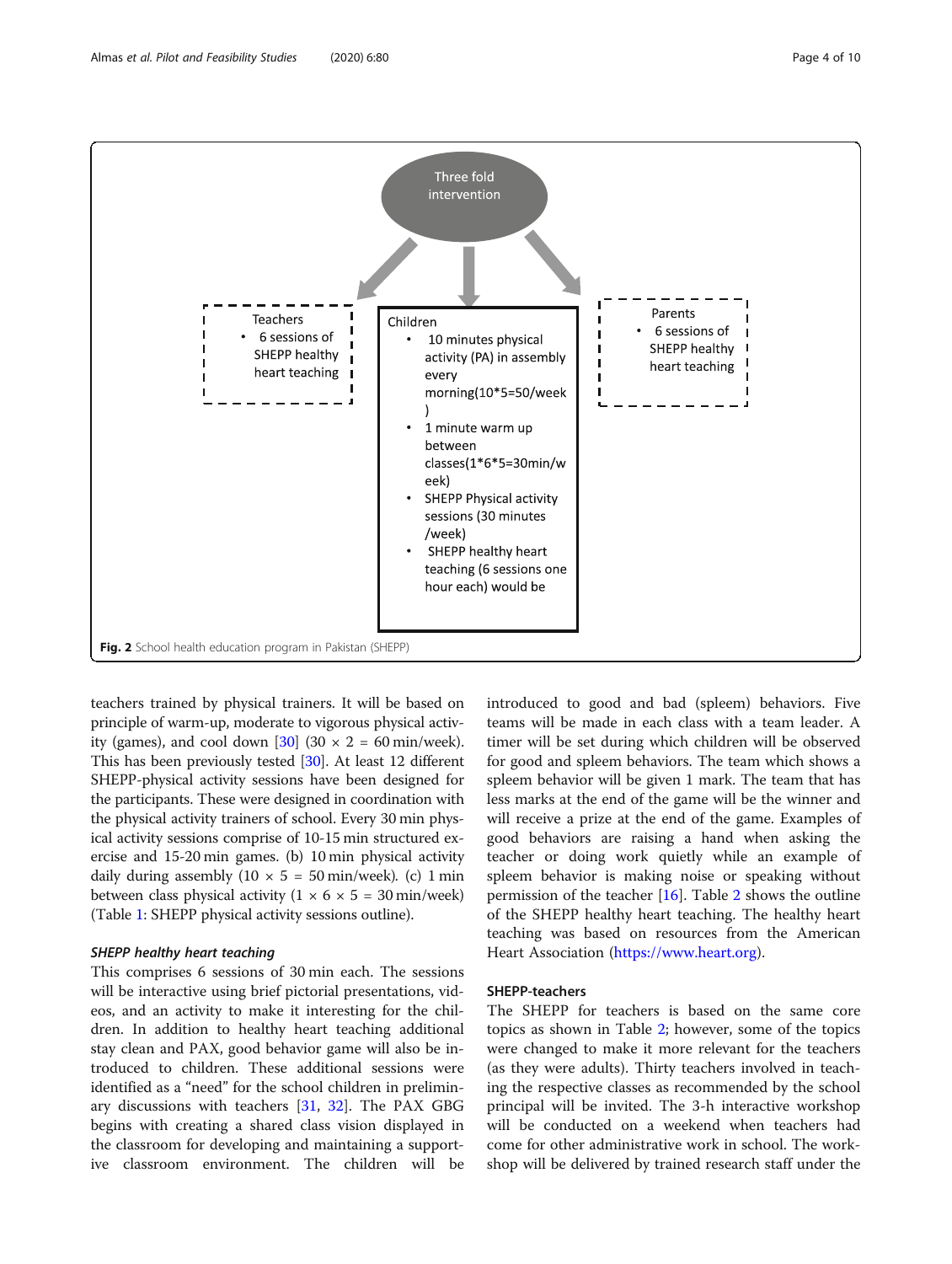Three fold intervention

Teachers
- 6 sessions of SHEPP healthy heart teaching

Children
- 10 minutes physical activity (PA) in assembly every morning(10*5=50/week)
- 1 minute warm up between classes(1*6*5=30min/week)
- SHEPP Physical activity sessions (30 minutes /week)
- SHEPP healthy heart teaching (6 sessions one hour each) would be

Parents
- 6 sessions of SHEPP healthy heart teaching

**Fig. 2** School health education program in Pakistan (SHEPP)

teachers trained by physical trainers. It will be based on principle of warm-up, moderate to vigorous physical activity (games), and cool down [30] ($30 \times 2 = 60$ min/week). This has been previously tested [30]. At least 12 different SHEPP-physical activity sessions have been designed for the participants. These were designed in coordination with the physical activity trainers of school. Every 30 min physical activity sessions comprise of 10-15 min structured exercise and 15-20 min games. (b) 10 min physical activity daily during assembly ($10 \times 5 = 50$ min/week). (c) 1 min between class physical activity ($1 \times 6 \times 5 = 30$ min/week) (Table 1: SHEPP physical activity sessions outline).

### *SHEPP healthy heart teaching*

This comprises 6 sessions of 30 min each. The sessions will be interactive using brief pictorial presentations, videos, and an activity to make it interesting for the children. In addition to healthy heart teaching additional stay clean and PAX, good behavior game will also be introduced to children. These additional sessions were identified as a "need" for the school children in preliminary discussions with teachers [31, 32]. The PAX GBG begins with creating a shared class vision displayed in the classroom for developing and maintaining a supportive classroom environment. The children will be introduced to good and bad (spleem) behaviors. Five teams will be made in each class with a team leader. A timer will be set during which children will be observed for good and spleem behaviors. The team which shows a spleem behavior will be given 1 mark. The team that has less marks at the end of the game will be the winner and will receive a prize at the end of the game. Examples of good behaviors are raising a hand when asking the teacher or doing work quietly while an example of spleem behavior is making noise or speaking without permission of the teacher [16]. Table 2 shows the outline of the SHEPP healthy heart teaching. The healthy heart teaching was based on resources from the American Heart Association (https://www.heart.org).

### SHEPP-teachers

The SHEPP for teachers is based on the same core topics as shown in Table 2; however, some of the topics were changed to make it more relevant for the teachers (as they were adults). Thirty teachers involved in teaching the respective classes as recommended by the school principal will be invited. The 3-h interactive workshop will be conducted on a weekend when teachers had come for other administrative work in school. The workshop will be delivered by trained research staff under the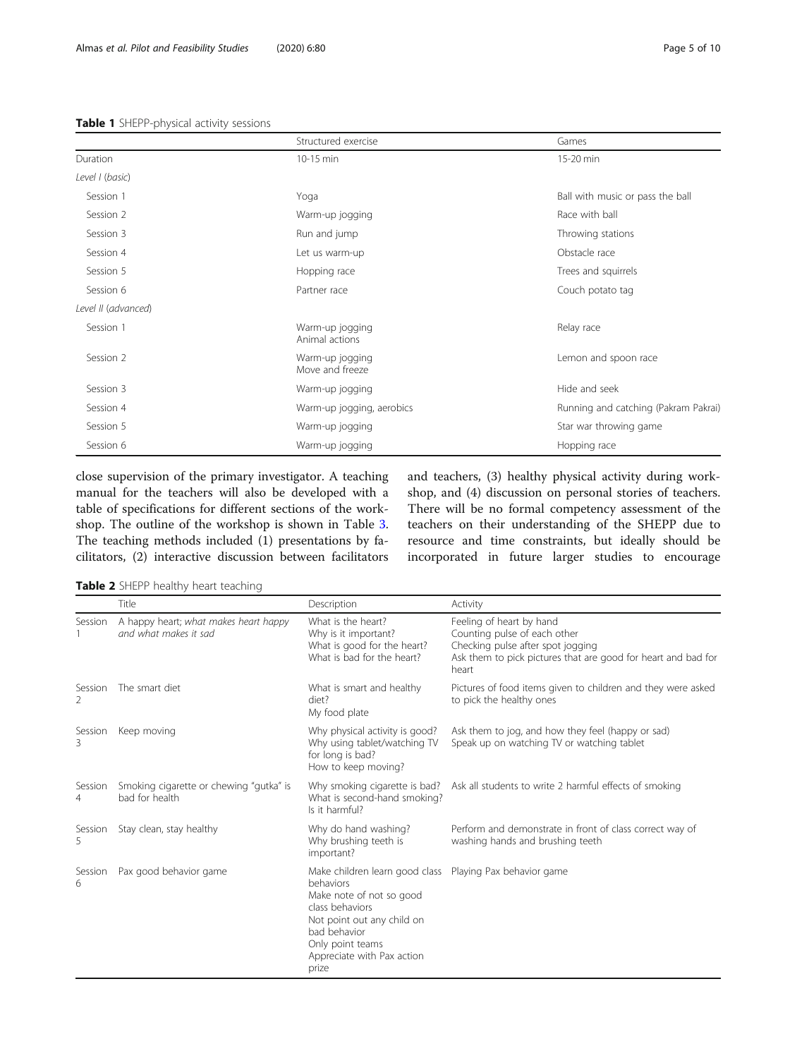**Table 1** SHEPP-physical activity sessions

| | Structured exercise | Games |
|---|---|---|
| Duration | 10-15 min | 15-20 min |
| *Level I (basic)* | | |
| Session 1 | Yoga | Ball with music or pass the ball |
| Session 2 | Warm-up jogging | Race with ball |
| Session 3 | Run and jump | Throwing stations |
| Session 4 | Let us warm-up | Obstacle race |
| Session 5 | Hopping race | Trees and squirrels |
| Session 6 | Partner race | Couch potato tag |
| *Level II (advanced)* | | |
| Session 1 | Warm-up jogging<br>Animal actions | Relay race |
| Session 2 | Warm-up jogging<br>Move and freeze | Lemon and spoon race |
| Session 3 | Warm-up jogging | Hide and seek |
| Session 4 | Warm-up jogging, aerobics | Running and catching (Pakram Pakrai) |
| Session 5 | Warm-up jogging | Star war throwing game |
| Session 6 | Warm-up jogging | Hopping race |

close supervision of the primary investigator. A teaching manual for the teachers will also be developed with a table of specifications for different sections of the workshop. The outline of the workshop is shown in Table 3. The teaching methods included (1) presentations by facilitators, (2) interactive discussion between facilitators and teachers, (3) healthy physical activity during workshop, and (4) discussion on personal stories of teachers. There will be no formal competency assessment of the teachers on their understanding of the SHEPP due to resource and time constraints, but ideally should be incorporated in future larger studies to encourage

**Table 2** SHEPP healthy heart teaching

| | Title | Description | Activity |
|---|---|---|---|
| Session 1 | A happy heart; *what makes heart happy and what makes it sad* | What is the heart?<br>Why is it important?<br>What is good for the heart?<br>What is bad for the heart? | Feeling of heart by hand<br>Counting pulse of each other<br>Checking pulse after spot jogging<br>Ask them to pick pictures that are good for heart and bad for heart |
| Session 2 | The smart diet | What is smart and healthy diet?<br>My food plate | Pictures of food items given to children and they were asked to pick the healthy ones |
| Session 3 | Keep moving | Why physical activity is good?<br>Why using tablet/watching TV for long is bad?<br>How to keep moving? | Ask them to jog, and how they feel (happy or sad)<br>Speak up on watching TV or watching tablet |
| Session 4 | Smoking cigarette or chewing "gutka" is bad for health | Why smoking cigarette is bad?<br>What is second-hand smoking?<br>Is it harmful? | Ask all students to write 2 harmful effects of smoking |
| Session 5 | Stay clean, stay healthy | Why do hand washing?<br>Why brushing teeth is important? | Perform and demonstrate in front of class correct way of washing hands and brushing teeth |
| Session 6 | Pax good behavior game | Make children learn good class behaviors<br>Make note of not so good class behaviors<br>Not point out any child on bad behavior<br>Only point teams<br>Appreciate with Pax action prize | Playing Pax behavior game |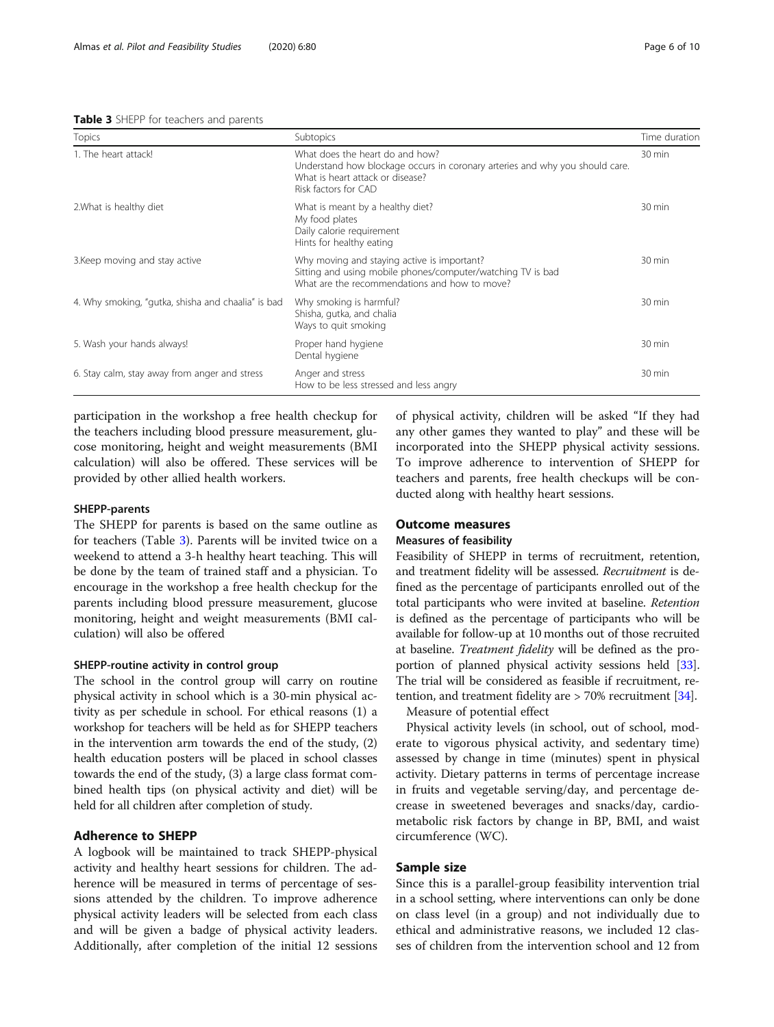**Table 3** SHEPP for teachers and parents

| Topics | Subtopics | Time duration |
|---|---|---|
| 1. The heart attack! | What does the heart do and how?<br>Understand how blockage occurs in coronary arteries and why you should care.<br>What is heart attack or disease?<br>Risk factors for CAD | 30 min |
| 2.What is healthy diet | What is meant by a healthy diet?<br>My food plates<br>Daily calorie requirement<br>Hints for healthy eating | 30 min |
| 3.Keep moving and stay active | Why moving and staying active is important?<br>Sitting and using mobile phones/computer/watching TV is bad<br>What are the recommendations and how to move? | 30 min |
| 4. Why smoking, "gutka, shisha and chaalia" is bad | Why smoking is harmful?<br>Shisha, gutka, and chalia<br>Ways to quit smoking | 30 min |
| 5. Wash your hands always! | Proper hand hygiene<br>Dental hygiene | 30 min |
| 6. Stay calm, stay away from anger and stress | Anger and stress<br>How to be less stressed and less angry | 30 min |

participation in the workshop a free health checkup for the teachers including blood pressure measurement, glucose monitoring, height and weight measurements (BMI calculation) will also be offered. These services will be provided by other allied health workers.

#### SHEPP-parents

The SHEPP for parents is based on the same outline as for teachers (Table 3). Parents will be invited twice on a weekend to attend a 3-h healthy heart teaching. This will be done by the team of trained staff and a physician. To encourage in the workshop a free health checkup for the parents including blood pressure measurement, glucose monitoring, height and weight measurements (BMI calculation) will also be offered

#### SHEPP-routine activity in control group

The school in the control group will carry on routine physical activity in school which is a 30-min physical activity as per schedule in school. For ethical reasons (1) a workshop for teachers will be held as for SHEPP teachers in the intervention arm towards the end of the study, (2) health education posters will be placed in school classes towards the end of the study, (3) a large class format combined health tips (on physical activity and diet) will be held for all children after completion of study.

## Adherence to SHEPP

A logbook will be maintained to track SHEPP-physical activity and healthy heart sessions for children. The adherence will be measured in terms of percentage of sessions attended by the children. To improve adherence physical activity leaders will be selected from each class and will be given a badge of physical activity leaders. Additionally, after completion of the initial 12 sessions of physical activity, children will be asked "If they had any other games they wanted to play" and these will be incorporated into the SHEPP physical activity sessions. To improve adherence to intervention of SHEPP for teachers and parents, free health checkups will be conducted along with healthy heart sessions.

## Outcome measures

### Measures of feasibility

Feasibility of SHEPP in terms of recruitment, retention, and treatment fidelity will be assessed. *Recruitment* is defined as the percentage of participants enrolled out of the total participants who were invited at baseline. *Retention* is defined as the percentage of participants who will be available for follow-up at 10 months out of those recruited at baseline. *Treatment fidelity* will be defined as the proportion of planned physical activity sessions held [33]. The trial will be considered as feasible if recruitment, retention, and treatment fidelity are > 70% recruitment [34].

Measure of potential effect

Physical activity levels (in school, out of school, moderate to vigorous physical activity, and sedentary time) assessed by change in time (minutes) spent in physical activity. Dietary patterns in terms of percentage increase in fruits and vegetable serving/day, and percentage decrease in sweetened beverages and snacks/day, cardiometabolic risk factors by change in BP, BMI, and waist circumference (WC).

## Sample size

Since this is a parallel-group feasibility intervention trial in a school setting, where interventions can only be done on class level (in a group) and not individually due to ethical and administrative reasons, we included 12 classes of children from the intervention school and 12 from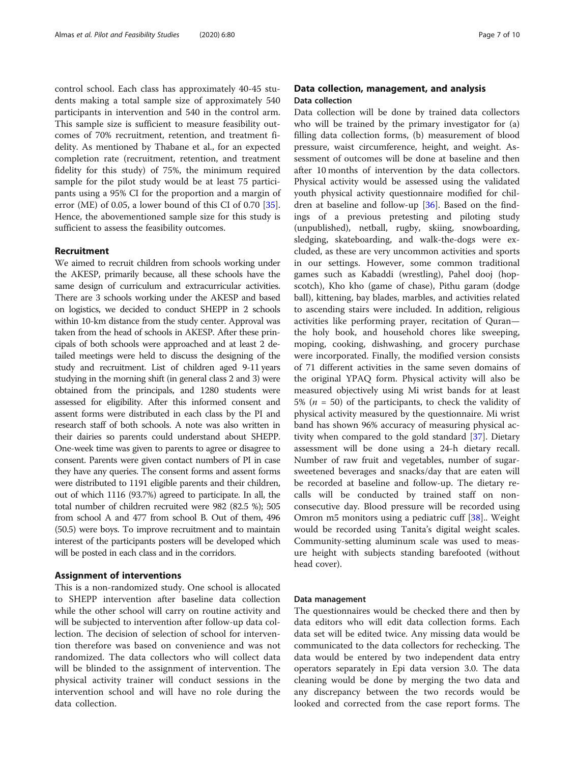control school. Each class has approximately 40-45 students making a total sample size of approximately 540 participants in intervention and 540 in the control arm. This sample size is sufficient to measure feasibility outcomes of 70% recruitment, retention, and treatment fidelity. As mentioned by Thabane et al., for an expected completion rate (recruitment, retention, and treatment fidelity for this study) of 75%, the minimum required sample for the pilot study would be at least 75 participants using a 95% CI for the proportion and a margin of error (ME) of 0.05, a lower bound of this CI of 0.70 [35]. Hence, the abovementioned sample size for this study is sufficient to assess the feasibility outcomes.

### Recruitment

We aimed to recruit children from schools working under the AKESP, primarily because, all these schools have the same design of curriculum and extracurricular activities. There are 3 schools working under the AKESP and based on logistics, we decided to conduct SHEPP in 2 schools within 10-km distance from the study center. Approval was taken from the head of schools in AKESP. After these principals of both schools were approached and at least 2 detailed meetings were held to discuss the designing of the study and recruitment. List of children aged 9-11 years studying in the morning shift (in general class 2 and 3) were obtained from the principals, and 1280 students were assessed for eligibility. After this informed consent and assent forms were distributed in each class by the PI and research staff of both schools. A note was also written in their dairies so parents could understand about SHEPP. One-week time was given to parents to agree or disagree to consent. Parents were given contact numbers of PI in case they have any queries. The consent forms and assent forms were distributed to 1191 eligible parents and their children, out of which 1116 (93.7%) agreed to participate. In all, the total number of children recruited were 982 (82.5 %); 505 from school A and 477 from school B. Out of them, 496 (50.5) were boys. To improve recruitment and to maintain interest of the participants posters will be developed which will be posted in each class and in the corridors.

### Assignment of interventions

This is a non-randomized study. One school is allocated to SHEPP intervention after baseline data collection while the other school will carry on routine activity and will be subjected to intervention after follow-up data collection. The decision of selection of school for intervention therefore was based on convenience and was not randomized. The data collectors who will collect data will be blinded to the assignment of intervention. The physical activity trainer will conduct sessions in the intervention school and will have no role during the data collection.

## Data collection, management, and analysis

### Data collection

Data collection will be done by trained data collectors who will be trained by the primary investigator for (a) filling data collection forms, (b) measurement of blood pressure, waist circumference, height, and weight. Assessment of outcomes will be done at baseline and then after 10 months of intervention by the data collectors. Physical activity would be assessed using the validated youth physical activity questionnaire modified for children at baseline and follow-up [36]. Based on the findings of a previous pretesting and piloting study (unpublished), netball, rugby, skiing, snowboarding, sledging, skateboarding, and walk-the-dogs were excluded, as these are very uncommon activities and sports in our settings. However, some common traditional games such as Kabaddi (wrestling), Pahel dooj (hopscotch), Kho kho (game of chase), Pithu garam (dodge ball), kittening, bay blades, marbles, and activities related to ascending stairs were included. In addition, religious activities like performing prayer, recitation of Quran—the holy book, and household chores like sweeping, moping, cooking, dishwashing, and grocery purchase were incorporated. Finally, the modified version consists of 71 different activities in the same seven domains of the original YPAQ form. Physical activity will also be measured objectively using Mi wrist bands for at least 5% ($n$ = 50) of the participants, to check the validity of physical activity measured by the questionnaire. Mi wrist band has shown 96% accuracy of measuring physical activity when compared to the gold standard [37]. Dietary assessment will be done using a 24-h dietary recall. Number of raw fruit and vegetables, number of sugar-sweetened beverages and snacks/day that are eaten will be recorded at baseline and follow-up. The dietary recalls will be conducted by trained staff on non-consecutive day. Blood pressure will be recorded using Omron m5 monitors using a pediatric cuff [38].. Weight would be recorded using Tanita's digital weight scales. Community-setting aluminum scale was used to measure height with subjects standing barefooted (without head cover).

### Data management

The questionnaires would be checked there and then by data editors who will edit data collection forms. Each data set will be edited twice. Any missing data would be communicated to the data collectors for rechecking. The data would be entered by two independent data entry operators separately in Epi data version 3.0. The data cleaning would be done by merging the two data and any discrepancy between the two records would be looked and corrected from the case report forms. The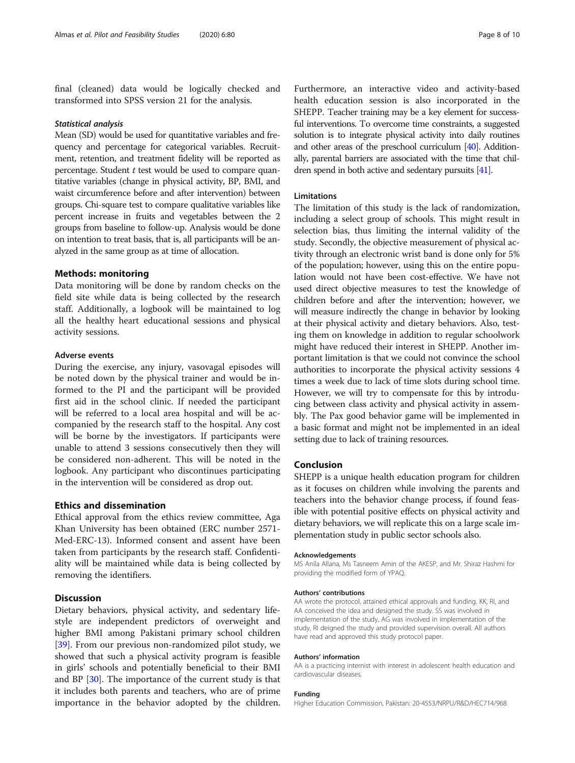final (cleaned) data would be logically checked and transformed into SPSS version 21 for the analysis.

#### *Statistical analysis*

Mean (SD) would be used for quantitative variables and frequency and percentage for categorical variables. Recruitment, retention, and treatment fidelity will be reported as percentage. Student *t* test would be used to compare quantitative variables (change in physical activity, BP, BMI, and waist circumference before and after intervention) between groups. Chi-square test to compare qualitative variables like percent increase in fruits and vegetables between the 2 groups from baseline to follow-up. Analysis would be done on intention to treat basis, that is, all participants will be analyzed in the same group as at time of allocation.

## Methods: monitoring

Data monitoring will be done by random checks on the field site while data is being collected by the research staff. Additionally, a logbook will be maintained to log all the healthy heart educational sessions and physical activity sessions.

### Adverse events

During the exercise, any injury, vasovagal episodes will be noted down by the physical trainer and would be informed to the PI and the participant will be provided first aid in the school clinic. If needed the participant will be referred to a local area hospital and will be accompanied by the research staff to the hospital. Any cost will be borne by the investigators. If participants were unable to attend 3 sessions consecutively then they will be considered non-adherent. This will be noted in the logbook. Any participant who discontinues participating in the intervention will be considered as drop out.

## Ethics and dissemination

Ethical approval from the ethics review committee, Aga Khan University has been obtained (ERC number 2571-Med-ERC-13). Informed consent and assent have been taken from participants by the research staff. Confidentiality will be maintained while data is being collected by removing the identifiers.

## Discussion

Dietary behaviors, physical activity, and sedentary lifestyle are independent predictors of overweight and higher BMI among Pakistani primary school children [39]. From our previous non-randomized pilot study, we showed that such a physical activity program is feasible in girls' schools and potentially beneficial to their BMI and BP [30]. The importance of the current study is that it includes both parents and teachers, who are of prime importance in the behavior adopted by the children. Furthermore, an interactive video and activity-based health education session is also incorporated in the SHEPP. Teacher training may be a key element for successful interventions. To overcome time constraints, a suggested solution is to integrate physical activity into daily routines and other areas of the preschool curriculum [40]. Additionally, parental barriers are associated with the time that children spend in both active and sedentary pursuits [41].

### Limitations

The limitation of this study is the lack of randomization, including a select group of schools. This might result in selection bias, thus limiting the internal validity of the study. Secondly, the objective measurement of physical activity through an electronic wrist band is done only for 5% of the population; however, using this on the entire population would not have been cost-effective. We have not used direct objective measures to test the knowledge of children before and after the intervention; however, we will measure indirectly the change in behavior by looking at their physical activity and dietary behaviors. Also, testing them on knowledge in addition to regular schoolwork might have reduced their interest in SHEPP. Another important limitation is that we could not convince the school authorities to incorporate the physical activity sessions 4 times a week due to lack of time slots during school time. However, we will try to compensate for this by introducing between class activity and physical activity in assembly. The Pax good behavior game will be implemented in a basic format and might not be implemented in an ideal setting due to lack of training resources.

## Conclusion

SHEPP is a unique health education program for children as it focuses on children while involving the parents and teachers into the behavior change process, if found feasible with potential positive effects on physical activity and dietary behaviors, we will replicate this on a large scale implementation study in public sector schools also.

#### Acknowledgements

MS Anila Allana, Ms Tasneem Amin of the AKESP, and Mr. Shiraz Hashmi for providing the modified form of YPAQ.

#### Authors' contributions

AA wrote the protocol, attained ethical approvals and funding. KK, RI, and AA conceived the idea and designed the study. SS was involved in implementation of the study, AG was involved in implementation of the study, RI deigned the study and provided supervision overall. All authors have read and approved this study protocol paper.

#### Authors' information

AA is a practicing internist with interest in adolescent health education and cardiovascular diseases.

#### Funding

Higher Education Commission, Pakistan: 20-4553/NRPU/R&D/HEC714/968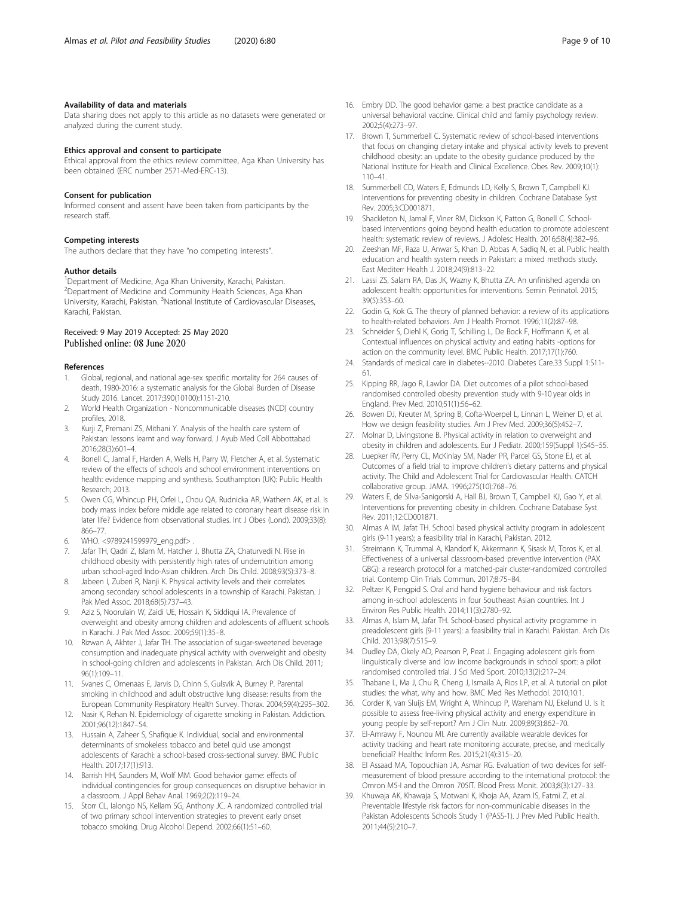#### Availability of data and materials

Data sharing does not apply to this article as no datasets were generated or analyzed during the current study.

#### Ethics approval and consent to participate

Ethical approval from the ethics review committee, Aga Khan University has been obtained (ERC number 2571-Med-ERC-13).

#### Consent for publication

Informed consent and assent have been taken from participants by the research staff.

#### Competing interests

The authors declare that they have "no competing interests".

#### Author details

[1]Department of Medicine, Aga Khan University, Karachi, Pakistan. [2]Department of Medicine and Community Health Sciences, Aga Khan University, Karachi, Pakistan. [3]National Institute of Cardiovascular Diseases, Karachi, Pakistan.

Received: 9 May 2019 Accepted: 25 May 2020
Published online: 08 June 2020

#### References

1. Global, regional, and national age-sex specific mortality for 264 causes of death, 1980-2016: a systematic analysis for the Global Burden of Disease Study 2016. Lancet. 2017;390(10100):1151-210.
2. World Health Organization - Noncommunicable diseases (NCD) country profiles, 2018.
3. Kurji Z, Premani ZS, Mithani Y. Analysis of the health care system of Pakistan: lessons learnt and way forward. J Ayub Med Coll Abbottabad. 2016;28(3):601–4.
4. Bonell C, Jamal F, Harden A, Wells H, Parry W, Fletcher A, et al. Systematic review of the effects of schools and school environment interventions on health: evidence mapping and synthesis. Southampton (UK): Public Health Research; 2013.
5. Owen CG, Whincup PH, Orfei L, Chou QA, Rudnicka AR, Wathern AK, et al. Is body mass index before middle age related to coronary heart disease risk in later life? Evidence from observational studies. Int J Obes (Lond). 2009;33(8): 866–77.
6. WHO. <9789241599979_eng.pdf> .
7. Jafar TH, Qadri Z, Islam M, Hatcher J, Bhutta ZA, Chaturvedi N. Rise in childhood obesity with persistently high rates of undernutrition among urban school-aged Indo-Asian children. Arch Dis Child. 2008;93(5):373–8.
8. Jabeen I, Zuberi R, Nanji K. Physical activity levels and their correlates among secondary school adolescents in a township of Karachi. Pakistan. J Pak Med Assoc. 2018;68(5):737–43.
9. Aziz S, Noorulain W, Zaidi UE, Hossain K, Siddiqui IA. Prevalence of overweight and obesity among children and adolescents of affluent schools in Karachi. J Pak Med Assoc. 2009;59(1):35–8.
10. Rizwan A, Akhter J, Jafar TH. The association of sugar-sweetened beverage consumption and inadequate physical activity with overweight and obesity in school-going children and adolescents in Pakistan. Arch Dis Child. 2011; 96(1):109–11.
11. Svanes C, Omenaas E, Jarvis D, Chinn S, Gulsvik A, Burney P. Parental smoking in childhood and adult obstructive lung disease: results from the European Community Respiratory Health Survey. Thorax. 2004;59(4):295–302.
12. Nasir K, Rehan N. Epidemiology of cigarette smoking in Pakistan. Addiction. 2001;96(12):1847–54.
13. Hussain A, Zaheer S, Shafique K. Individual, social and environmental determinants of smokeless tobacco and betel quid use amongst adolescents of Karachi: a school-based cross-sectional survey. BMC Public Health. 2017;17(1):913.
14. Barrish HH, Saunders M, Wolf MM. Good behavior game: effects of individual contingencies for group consequences on disruptive behavior in a classroom. J Appl Behav Anal. 1969;2(2):119–24.
15. Storr CL, Ialongo NS, Kellam SG, Anthony JC. A randomized controlled trial of two primary school intervention strategies to prevent early onset tobacco smoking. Drug Alcohol Depend. 2002;66(1):51–60.
16. Embry DD. The good behavior game: a best practice candidate as a universal behavioral vaccine. Clinical child and family psychology review. 2002;5(4):273–97.
17. Brown T, Summerbell C. Systematic review of school-based interventions that focus on changing dietary intake and physical activity levels to prevent childhood obesity: an update to the obesity guidance produced by the National Institute for Health and Clinical Excellence. Obes Rev. 2009;10(1): 110–41.
18. Summerbell CD, Waters E, Edmunds LD, Kelly S, Brown T, Campbell KJ. Interventions for preventing obesity in children. Cochrane Database Syst Rev. 2005;3:CD001871.
19. Shackleton N, Jamal F, Viner RM, Dickson K, Patton G, Bonell C. School-based interventions going beyond health education to promote adolescent health: systematic review of reviews. J Adolesc Health. 2016;58(4):382–96.
20. Zeeshan MF, Raza U, Anwar S, Khan D, Abbas A, Sadiq N, et al. Public health education and health system needs in Pakistan: a mixed methods study. East Mediterr Health J. 2018;24(9):813–22.
21. Lassi ZS, Salam RA, Das JK, Wazny K, Bhutta ZA. An unfinished agenda on adolescent health: opportunities for interventions. Semin Perinatol. 2015; 39(5):353–60.
22. Godin G, Kok G. The theory of planned behavior: a review of its applications to health-related behaviors. Am J Health Promot. 1996;11(2):87–98.
23. Schneider S, Diehl K, Gorig T, Schilling L, De Bock F, Hoffmann K, et al. Contextual influences on physical activity and eating habits -options for action on the community level. BMC Public Health. 2017;17(1):760.
24. Standards of medical care in diabetes--2010. Diabetes Care.33 Suppl 1:S11-61.
25. Kipping RR, Jago R, Lawlor DA. Diet outcomes of a pilot school-based randomised controlled obesity prevention study with 9-10 year olds in England. Prev Med. 2010;51(1):56–62.
26. Bowen DJ, Kreuter M, Spring B, Cofta-Woerpel L, Linnan L, Weiner D, et al. How we design feasibility studies. Am J Prev Med. 2009;36(5):452–7.
27. Molnar D, Livingstone B. Physical activity in relation to overweight and obesity in children and adolescents. Eur J Pediatr. 2000;159(Suppl 1):S45–55.
28. Luepker RV, Perry CL, McKinlay SM, Nader PR, Parcel GS, Stone EJ, et al. Outcomes of a field trial to improve children's dietary patterns and physical activity. The Child and Adolescent Trial for Cardiovascular Health. CATCH collaborative group. JAMA. 1996;275(10):768–76.
29. Waters E, de Silva-Sanigorski A, Hall BJ, Brown T, Campbell KJ, Gao Y, et al. Interventions for preventing obesity in children. Cochrane Database Syst Rev. 2011;12:CD001871.
30. Almas A IM, Jafat TH. School based physical activity program in adolescent girls (9-11 years); a feasibility trial in Karachi, Pakistan. 2012.
31. Streimann K, Trummal A, Klandorf K, Akkermann K, Sisask M, Toros K, et al. Effectiveness of a universal classroom-based preventive intervention (PAX GBG): a research protocol for a matched-pair cluster-randomized controlled trial. Contemp Clin Trials Commun. 2017;8:75–84.
32. Peltzer K, Pengpid S. Oral and hand hygiene behaviour and risk factors among in-school adolescents in four Southeast Asian countries. Int J Environ Res Public Health. 2014;11(3):2780–92.
33. Almas A, Islam M, Jafar TH. School-based physical activity programme in preadolescent girls (9-11 years): a feasibility trial in Karachi. Pakistan. Arch Dis Child. 2013;98(7):515–9.
34. Dudley DA, Okely AD, Pearson P, Peat J. Engaging adolescent girls from linguistically diverse and low income backgrounds in school sport: a pilot randomised controlled trial. J Sci Med Sport. 2010;13(2):217–24.
35. Thabane L, Ma J, Chu R, Cheng J, Ismaila A, Rios LP, et al. A tutorial on pilot studies: the what, why and how. BMC Med Res Methodol. 2010;10:1.
36. Corder K, van Sluijs EM, Wright A, Whincup P, Wareham NJ, Ekelund U. Is it possible to assess free-living physical activity and energy expenditure in young people by self-report? Am J Clin Nutr. 2009;89(3):862–70.
37. El-Amrawy F, Nounou MI. Are currently available wearable devices for activity tracking and heart rate monitoring accurate, precise, and medically beneficial? Healthc Inform Res. 2015;21(4):315–20.
38. El Assaad MA, Topouchian JA, Asmar RG. Evaluation of two devices for self-measurement of blood pressure according to the international protocol: the Omron M5-I and the Omron 705IT. Blood Press Monit. 2003;8(3):127–33.
39. Khuwaja AK, Khawaja S, Motwani K, Khoja AA, Azam IS, Fatmi Z, et al. Preventable lifestyle risk factors for non-communicable diseases in the Pakistan Adolescents Schools Study 1 (PASS-1). J Prev Med Public Health. 2011;44(5):210–7.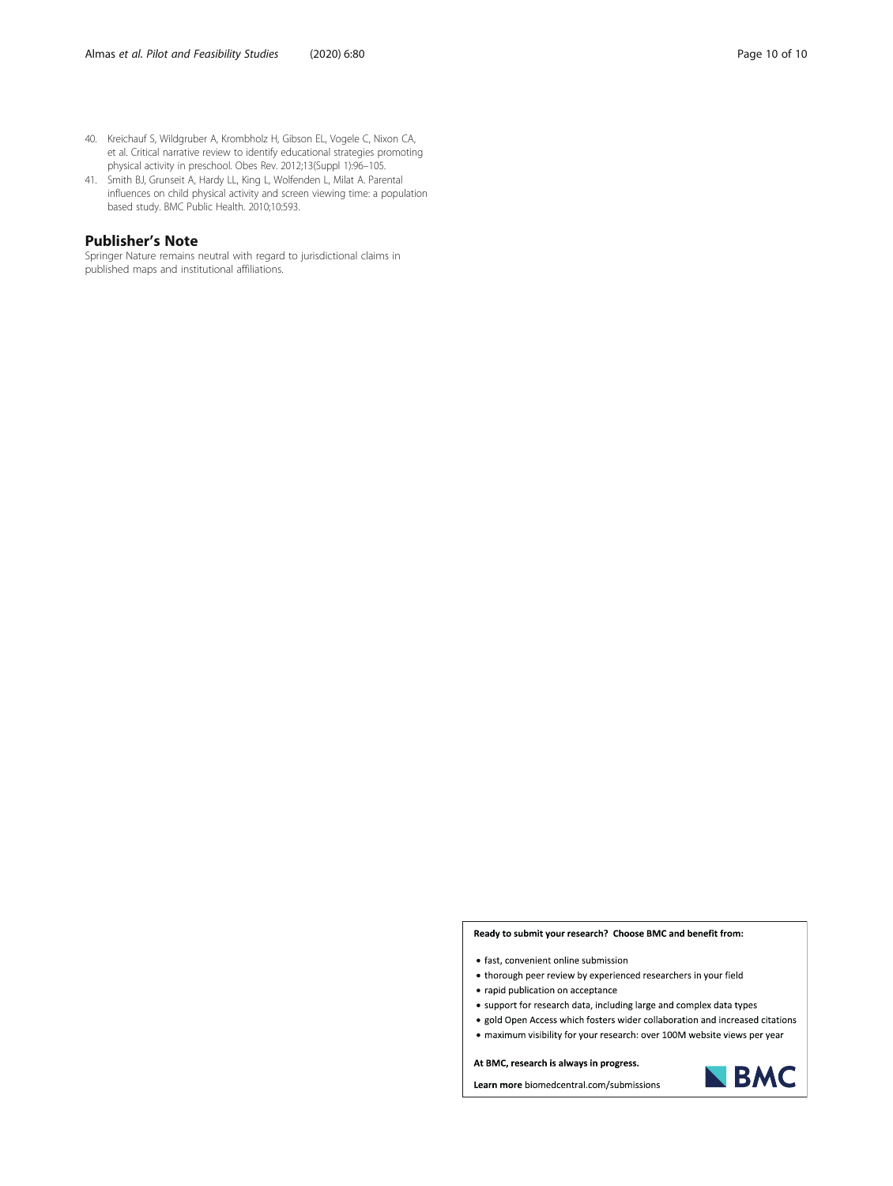40. Kreichauf S, Wildgruber A, Krombholz H, Gibson EL, Vogele C, Nixon CA, et al. Critical narrative review to identify educational strategies promoting physical activity in preschool. Obes Rev. 2012;13(Suppl 1):96–105.
41. Smith BJ, Grunseit A, Hardy LL, King L, Wolfenden L, Milat A. Parental influences on child physical activity and screen viewing time: a population based study. BMC Public Health. 2010;10:593.

## Publisher's Note

Springer Nature remains neutral with regard to jurisdictional claims in published maps and institutional affiliations.

**Ready to submit your research? Choose BMC and benefit from:**

- fast, convenient online submission
- thorough peer review by experienced researchers in your field
- rapid publication on acceptance
- support for research data, including large and complex data types
- gold Open Access which fosters wider collaboration and increased citations
- maximum visibility for your research: over 100M website views per year

**At BMC, research is always in progress.**

**Learn more** biomedcentral.com/submissions

BMC